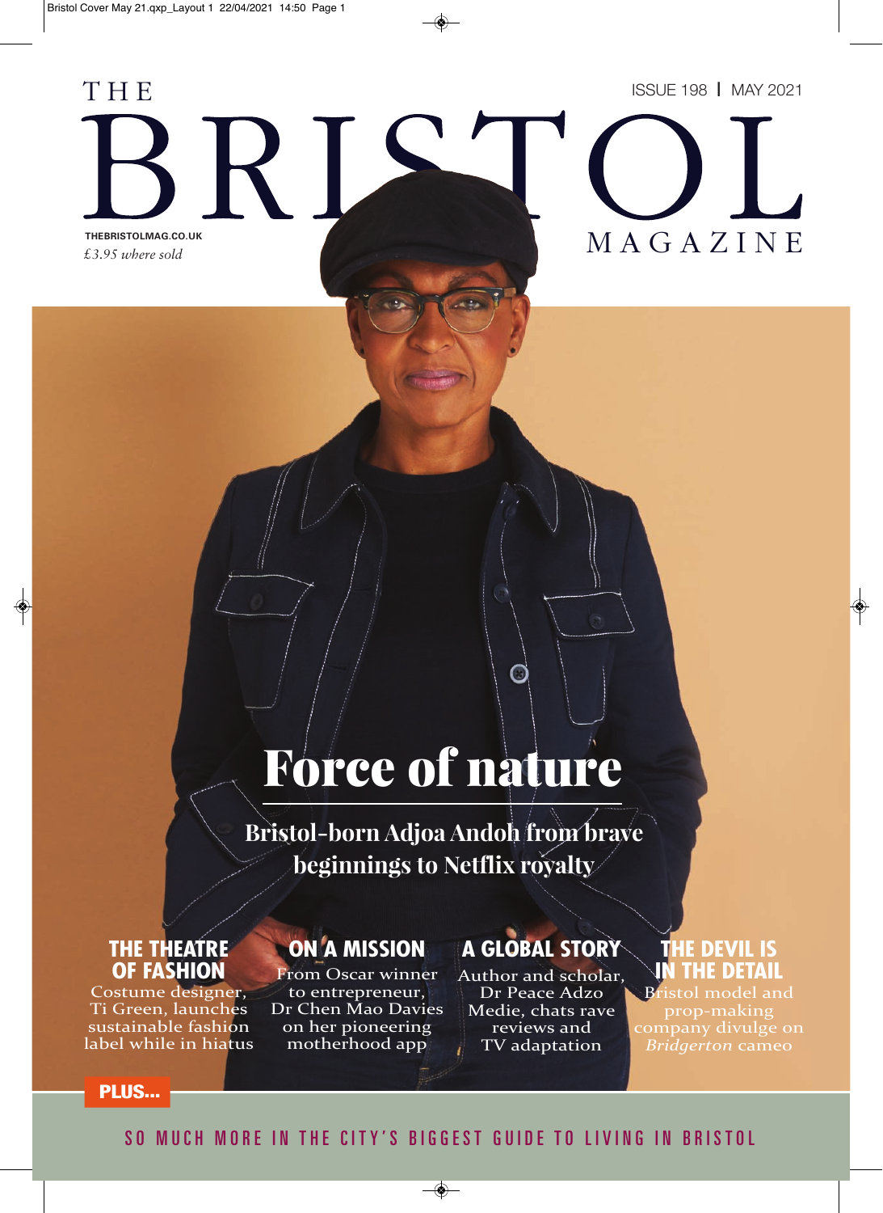# THE BRISTOL MAGAZINE

ISSUE 198 | MAY 2021

THEBRISTOLMAG.CO.UK

*£3.95 where sold*

# Force of nature

## Bristol-born Adjoa Andoh from brave beginnings to Netflix royalty

### THE THEATRE OF FASHION

Costume designer, Ti Green, launches sustainable fashion label while in hiatus

### ON A MISSION

From Oscar winner to entrepreneur, Dr Chen Mao Davies on her pioneering motherhood app

### A GLOBAL STORY

Author and scholar, Dr Peace Adzo Medie, chats rave reviews and TV adaptation

### THE DEVIL IS IN THE DETAIL

Bristol model and prop-making company divulge on *Bridgerton* cameo

**PLUS...**

SO MUCH MORE IN THE CITY'S BIGGEST GUIDE TO LIVING IN BRISTOL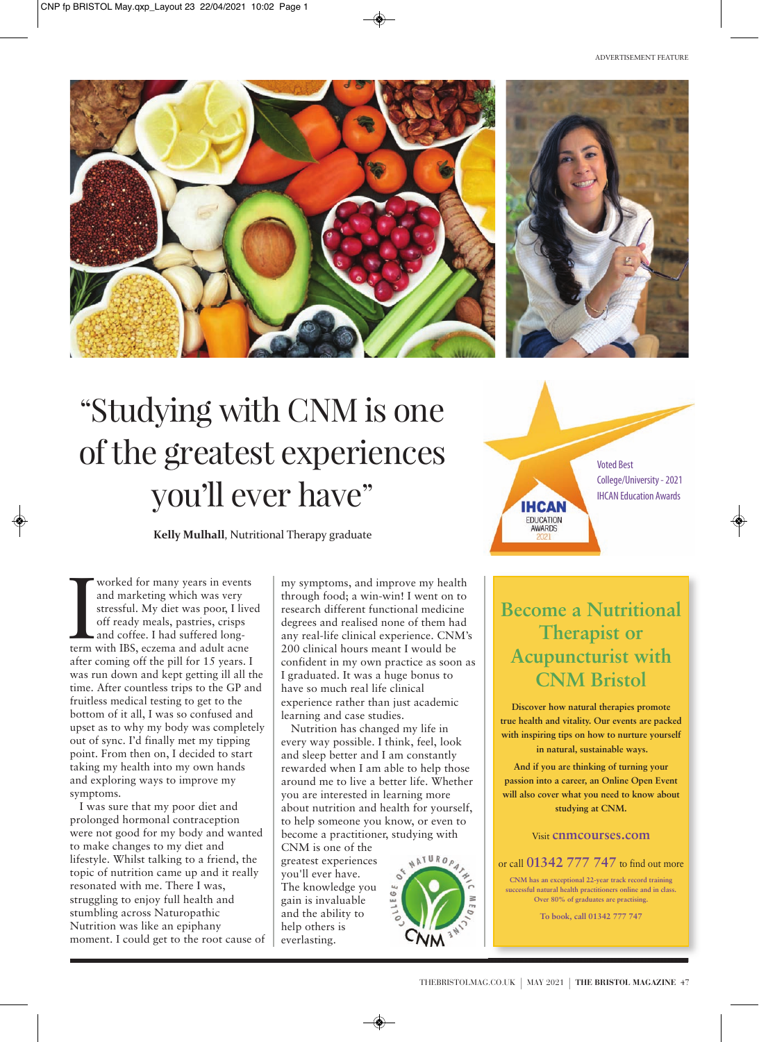ADVERTISEMENT FEATURE

# "Studying with CNM is one of the greatest experiences you'll ever have"

**Kelly Mulhall**, Nutritional Therapy graduate

Voted Best College/University - 2021 IHCAN Education Awards

IHCAN EDUCATION AWARDS 2021

I worked for many years in events and marketing which was very stressful. My diet was poor, I lived off ready meals, pastries, crisps and coffee. I had suffered long-term with IBS, eczema and adult acne after coming off the pill for 15 years. I was run down and kept getting ill all the time. After countless trips to the GP and fruitless medical testing to get to the bottom of it all, I was so confused and upset as to why my body was completely out of sync. I'd finally met my tipping point. From then on, I decided to start taking my health into my own hands and exploring ways to improve my symptoms.

I was sure that my poor diet and prolonged hormonal contraception were not good for my body and wanted to make changes to my diet and lifestyle. Whilst talking to a friend, the topic of nutrition came up and it really resonated with me. There I was, struggling to enjoy full health and stumbling across Naturopathic Nutrition was like an epiphany moment. I could get to the root cause of my symptoms, and improve my health through food; a win-win! I went on to research different functional medicine degrees and realised none of them had any real-life clinical experience. CNM's 200 clinical hours meant I would be confident in my own practice as soon as I graduated. It was a huge bonus to have so much real life clinical experience rather than just academic learning and case studies.

Nutrition has changed my life in every way possible. I think, feel, look and sleep better and I am constantly rewarded when I am able to help those around me to live a better life. Whether you are interested in learning more about nutrition and health for yourself, to help someone you know, or even to become a practitioner, studying with CNM is one of the greatest experiences you'll ever have. The knowledge you gain is invaluable and the ability to help others is everlasting.

COLLEGE OF NATUROPATHIC MEDICINE CNM

## Become a Nutritional Therapist or Acupuncturist with CNM Bristol

**Discover how natural therapies promote true health and vitality. Our events are packed with inspiring tips on how to nurture yourself in natural, sustainable ways.**

**And if you are thinking of turning your passion into a career, an Online Open Event will also cover what you need to know about studying at CNM.**

Visit **cnmcourses.com**

or call **01342 777 747** to find out more

CNM has an exceptional 22-year track record training successful natural health practitioners online and in class. Over 80% of graduates are practising.

To book, call 01342 777 747